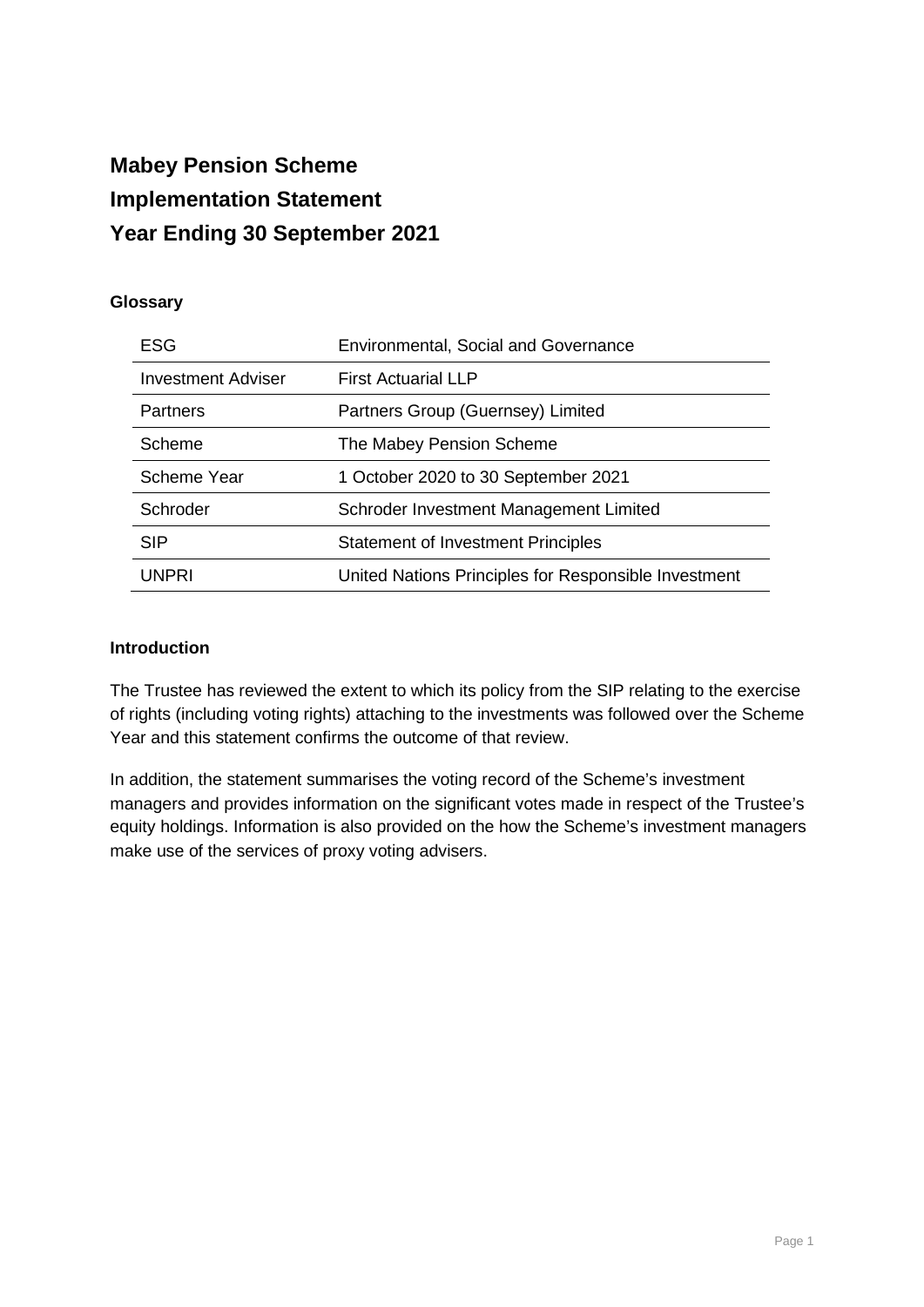# Mabey Pension Scheme

# Implementation Statement

# Year Ending 30 September 2021

### Glossary

| | |
|---|---|
| ESG | Environmental, Social and Governance |
| Investment Adviser | First Actuarial LLP |
| Partners | Partners Group (Guernsey) Limited |
| Scheme | The Mabey Pension Scheme |
| Scheme Year | 1 October 2020 to 30 September 2021 |
| Schroder | Schroder Investment Management Limited |
| SIP | Statement of Investment Principles |
| UNPRI | United Nations Principles for Responsible Investment |

### Introduction

The Trustee has reviewed the extent to which its policy from the SIP relating to the exercise of rights (including voting rights) attaching to the investments was followed over the Scheme Year and this statement confirms the outcome of that review.

In addition, the statement summarises the voting record of the Scheme's investment managers and provides information on the significant votes made in respect of the Trustee's equity holdings. Information is also provided on the how the Scheme's investment managers make use of the services of proxy voting advisers.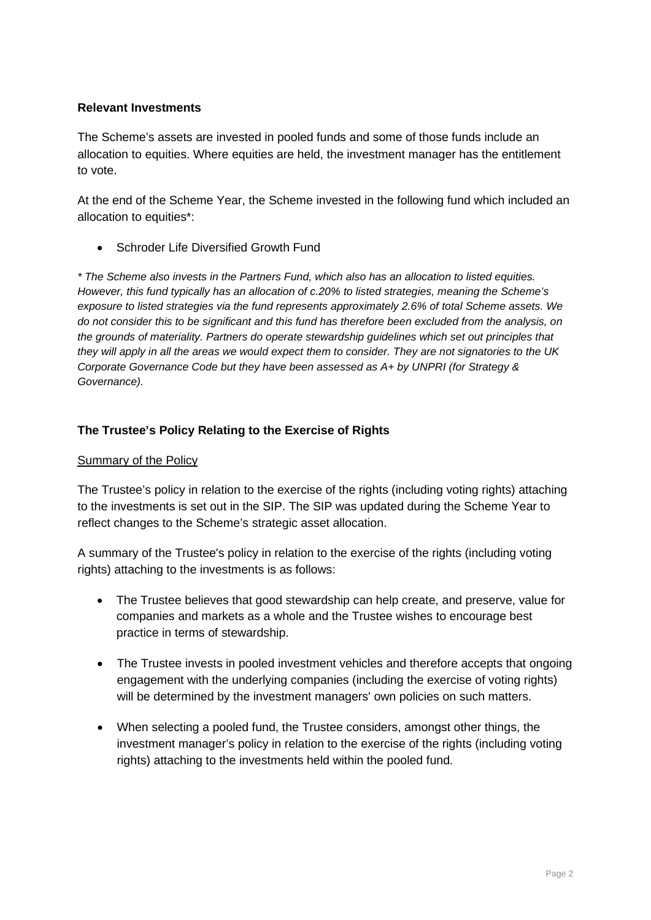**Relevant Investments**

The Scheme's assets are invested in pooled funds and some of those funds include an allocation to equities. Where equities are held, the investment manager has the entitlement to vote.

At the end of the Scheme Year, the Scheme invested in the following fund which included an allocation to equities*:

- Schroder Life Diversified Growth Fund

*\* The Scheme also invests in the Partners Fund, which also has an allocation to listed equities. However, this fund typically has an allocation of c.20% to listed strategies, meaning the Scheme's exposure to listed strategies via the fund represents approximately 2.6% of total Scheme assets. We do not consider this to be significant and this fund has therefore been excluded from the analysis, on the grounds of materiality. Partners do operate stewardship guidelines which set out principles that they will apply in all the areas we would expect them to consider. They are not signatories to the UK Corporate Governance Code but they have been assessed as A+ by UNPRI (for Strategy & Governance).*

**The Trustee's Policy Relating to the Exercise of Rights**

<u>Summary of the Policy</u>

The Trustee's policy in relation to the exercise of the rights (including voting rights) attaching to the investments is set out in the SIP. The SIP was updated during the Scheme Year to reflect changes to the Scheme's strategic asset allocation.

A summary of the Trustee's policy in relation to the exercise of the rights (including voting rights) attaching to the investments is as follows:

- The Trustee believes that good stewardship can help create, and preserve, value for companies and markets as a whole and the Trustee wishes to encourage best practice in terms of stewardship.
- The Trustee invests in pooled investment vehicles and therefore accepts that ongoing engagement with the underlying companies (including the exercise of voting rights) will be determined by the investment managers' own policies on such matters.
- When selecting a pooled fund, the Trustee considers, amongst other things, the investment manager's policy in relation to the exercise of the rights (including voting rights) attaching to the investments held within the pooled fund.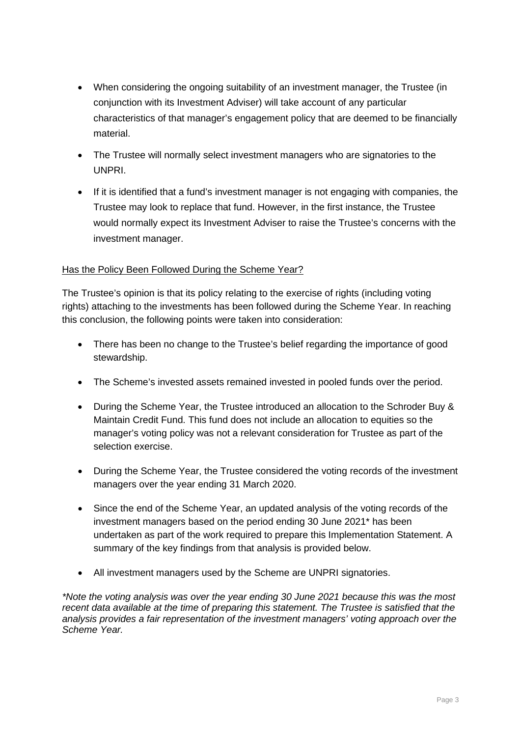- When considering the ongoing suitability of an investment manager, the Trustee (in conjunction with its Investment Adviser) will take account of any particular characteristics of that manager's engagement policy that are deemed to be financially material.
- The Trustee will normally select investment managers who are signatories to the UNPRI.
- If it is identified that a fund's investment manager is not engaging with companies, the Trustee may look to replace that fund. However, in the first instance, the Trustee would normally expect its Investment Adviser to raise the Trustee's concerns with the investment manager.

Has the Policy Been Followed During the Scheme Year?

The Trustee's opinion is that its policy relating to the exercise of rights (including voting rights) attaching to the investments has been followed during the Scheme Year. In reaching this conclusion, the following points were taken into consideration:

- There has been no change to the Trustee's belief regarding the importance of good stewardship.
- The Scheme's invested assets remained invested in pooled funds over the period.
- During the Scheme Year, the Trustee introduced an allocation to the Schroder Buy & Maintain Credit Fund. This fund does not include an allocation to equities so the manager's voting policy was not a relevant consideration for Trustee as part of the selection exercise.
- During the Scheme Year, the Trustee considered the voting records of the investment managers over the year ending 31 March 2020.
- Since the end of the Scheme Year, an updated analysis of the voting records of the investment managers based on the period ending 30 June 2021* has been undertaken as part of the work required to prepare this Implementation Statement. A summary of the key findings from that analysis is provided below.
- All investment managers used by the Scheme are UNPRI signatories.

*\*Note the voting analysis was over the year ending 30 June 2021 because this was the most recent data available at the time of preparing this statement. The Trustee is satisfied that the analysis provides a fair representation of the investment managers' voting approach over the Scheme Year.*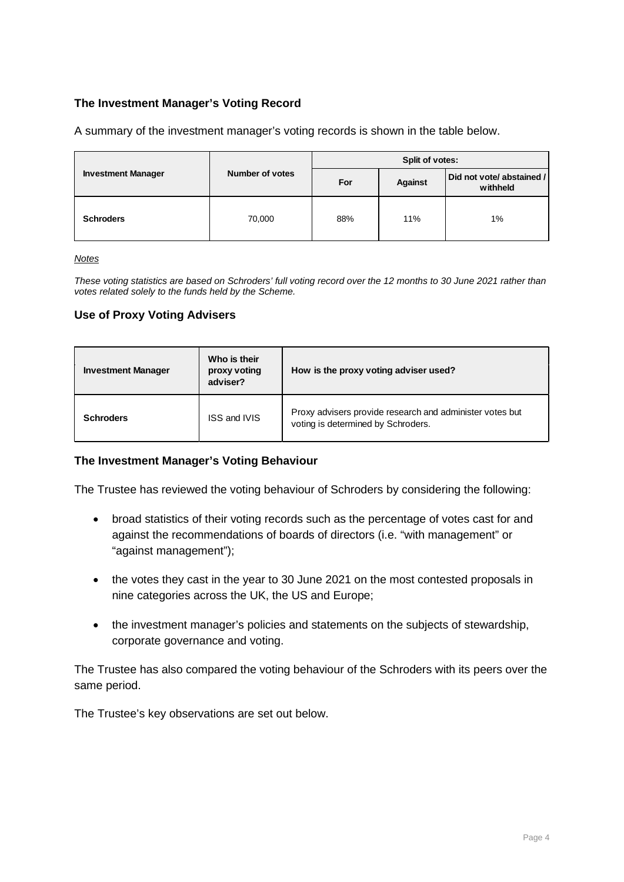### The Investment Manager's Voting Record

A summary of the investment manager's voting records is shown in the table below.

| Investment Manager | Number of votes | Split of votes: | | |
|---|---|---|---|---|
| | | For | Against | Did not vote/ abstained / withheld |
| **Schroders** | 70,000 | 88% | 11% | 1% |

*Notes*

*These voting statistics are based on Schroders' full voting record over the 12 months to 30 June 2021 rather than votes related solely to the funds held by the Scheme.*

### Use of Proxy Voting Advisers

| Investment Manager | Who is their proxy voting adviser? | How is the proxy voting adviser used? |
|---|---|---|
| **Schroders** | ISS and IVIS | Proxy advisers provide research and administer votes but voting is determined by Schroders. |

### The Investment Manager's Voting Behaviour

The Trustee has reviewed the voting behaviour of Schroders by considering the following:

- broad statistics of their voting records such as the percentage of votes cast for and against the recommendations of boards of directors (i.e. "with management" or "against management");
- the votes they cast in the year to 30 June 2021 on the most contested proposals in nine categories across the UK, the US and Europe;
- the investment manager's policies and statements on the subjects of stewardship, corporate governance and voting.

The Trustee has also compared the voting behaviour of the Schroders with its peers over the same period.

The Trustee's key observations are set out below.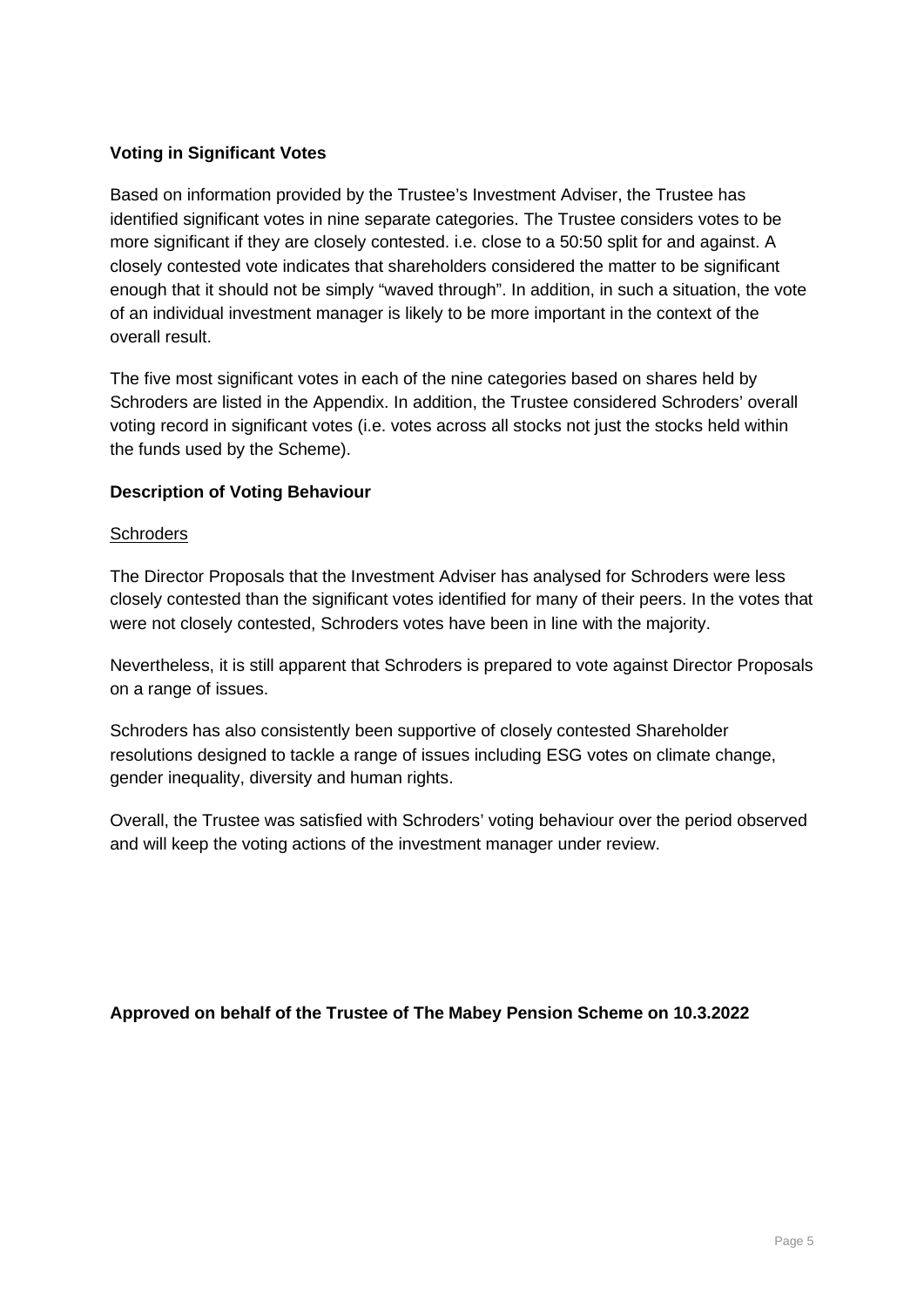**Voting in Significant Votes**

Based on information provided by the Trustee's Investment Adviser, the Trustee has identified significant votes in nine separate categories. The Trustee considers votes to be more significant if they are closely contested. i.e. close to a 50:50 split for and against. A closely contested vote indicates that shareholders considered the matter to be significant enough that it should not be simply "waved through". In addition, in such a situation, the vote of an individual investment manager is likely to be more important in the context of the overall result.

The five most significant votes in each of the nine categories based on shares held by Schroders are listed in the Appendix. In addition, the Trustee considered Schroders' overall voting record in significant votes (i.e. votes across all stocks not just the stocks held within the funds used by the Scheme).

**Description of Voting Behaviour**

Schroders

The Director Proposals that the Investment Adviser has analysed for Schroders were less closely contested than the significant votes identified for many of their peers. In the votes that were not closely contested, Schroders votes have been in line with the majority.

Nevertheless, it is still apparent that Schroders is prepared to vote against Director Proposals on a range of issues.

Schroders has also consistently been supportive of closely contested Shareholder resolutions designed to tackle a range of issues including ESG votes on climate change, gender inequality, diversity and human rights.

Overall, the Trustee was satisfied with Schroders' voting behaviour over the period observed and will keep the voting actions of the investment manager under review.

**Approved on behalf of the Trustee of The Mabey Pension Scheme on 10.3.2022**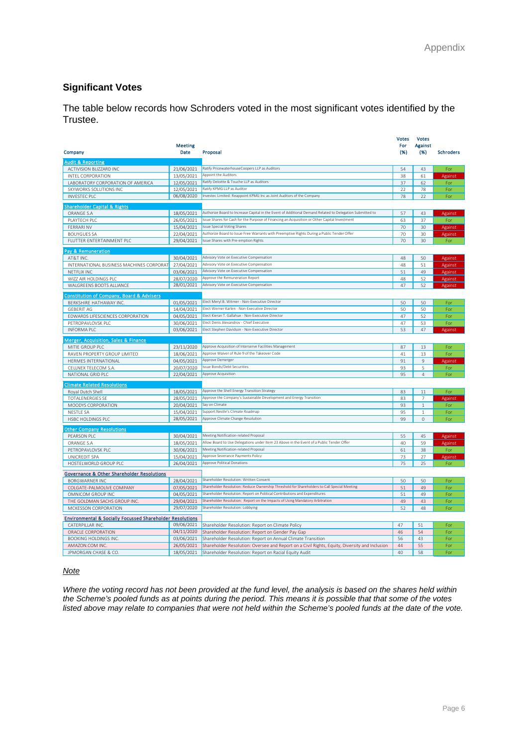## Significant Votes

The table below records how Schroders voted in the most significant votes identified by the Trustee.

| Company | Meeting Date | Proposal | Votes For (%) | Votes Against (%) | Schroders |
|---|---|---|---|---|---|
| **Audit & Reporting** | | | | | |
| ACTIVISION BLIZZARD INC | 21/06/2021 | Ratify PricewaterhouseCoopers LLP as Auditors | 54 | 43 | For |
| INTEL CORPORATION | 13/05/2021 | Appoint the Auditors | 38 | 61 | Against |
| LABORATORY CORPORATION OF AMERICA | 12/05/2021 | Ratify Deloitte & Touche LLP as Auditors | 37 | 62 | For |
| SKYWORKS SOLUTIONS INC | 12/05/2021 | Ratify KPMG LLP as Auditor | 22 | 78 | For |
| INVESTEC PLC | 06/08/2020 | Investec Limited: Reappoint KPMG Inc as Joint Auditors of the Company | 78 | 22 | For |
| **Shareholder Capital & Rights** | | | | | |
| ORANGE S.A | 18/05/2021 | Authorize Board to Increase Capital in the Event of Additional Demand Related to Delegation Submitted to | 57 | 43 | Against |
| PLAYTECH PLC | 26/05/2021 | Issue Shares for Cash for the Purpose of Financing an Acquisition or Other Capital Investment | 63 | 37 | For |
| FERRARI NV | 15/04/2021 | Issue Special Voting Shares | 70 | 30 | Against |
| BOUYGUES SA | 22/04/2021 | Authorize Board to Issue Free Warrants with Preemptive Rights During a Public Tender Offer | 70 | 30 | Against |
| FLUTTER ENTERTAINMENT PLC | 29/04/2021 | Issue Shares with Pre-emption Rights | 70 | 30 | For |
| **Pay & Remuneration** | | | | | |
| AT&T INC. | 30/04/2021 | Advisory Vote on Executive Compensation | 48 | 50 | Against |
| INTERNATIONAL BUSINESS MACHINES CORPORAT | 27/04/2021 | Advisory Vote on Executive Compensation | 48 | 51 | Against |
| NETFLIX INC | 03/06/2021 | Advisory Vote on Executive Compensation | 51 | 49 | Against |
| WIZZ AIR HOLDINGS PLC | 28/07/2020 | Approve the Remuneration Report | 48 | 52 | Against |
| WALGREENS BOOTS ALLIANCE | 28/01/2021 | Advisory Vote on Executive Compensation | 47 | 52 | Against |
| **Constitution of Company, Board & Advisers** | | | | | |
| BERKSHIRE HATHAWAY INC. | 01/05/2021 | Elect Meryl B. Witmer - Non-Executive Director | 50 | 50 | For |
| GEBERIT AG | 14/04/2021 | Elect Werner Karlen - Non-Executive Director | 50 | 50 | For |
| EDWARDS LIFESCIENCES CORPORATION | 04/05/2021 | Elect Kieran T. Gallahue - Non-Executive Director | 47 | 52 | For |
| PETROPAVLOVSK PLC | 30/06/2021 | Elect Denis Alexandrov - Chief Executive | 47 | 53 | For |
| INFORMA PLC | 03/06/2021 | Elect Stephen Davidson - Non-Executive Director | 53 | 47 | Against |
| **Merger, Acquisition, Sales & Finance** | | | | | |
| MITIE GROUP PLC | 23/11/2020 | Approve Acquisition of Interserve Facilities Management | 87 | 13 | For |
| RAVEN PROPERTY GROUP LIMITED | 18/06/2021 | Approve Waiver of Rule 9 of the Takeover Code | 41 | 13 | For |
| HERMES INTERNATIONAL | 04/05/2021 | Approve Demerger | 91 | 9 | Against |
| CELLNEX TELECOM S.A. | 20/07/2020 | Issue Bonds/Debt Securities | 93 | 5 | For |
| NATIONAL GRID PLC | 22/04/2021 | Approve Acquisition | 95 | 4 | For |
| **Climate Related Resolutions** | | | | | |
| Royal Dutch Shell | 18/05/2021 | Approve the Shell Energy Transition Strategy | 83 | 11 | For |
| TOTALENERGIES SE | 28/05/2021 | Approve the Company's Sustainable Development and Energy Transition | 83 | 7 | Against |
| MOODYS CORPORATION | 20/04/2021 | Say on Climate | 93 | 1 | For |
| NESTLE SA | 15/04/2021 | Support Nestle's Climate Roadmap | 95 | 1 | For |
| HSBC HOLDINGS PLC | 28/05/2021 | Approve Climate Change Resolution | 99 | 0 | For |
| **Other Company Resolutions** | | | | | |
| PEARSON PLC | 30/04/2021 | Meeting Notification-related Proposal | 55 | 45 | Against |
| ORANGE S.A | 18/05/2021 | Allow Board to Use Delegations under Item 23 Above in the Event of a Public Tender Offer | 40 | 59 | Against |
| PETROPAVLOVSK PLC | 30/06/2021 | Meeting Notification-related Proposal | 61 | 38 | For |
| UNICREDIT SPA | 15/04/2021 | Approve Severance Payments Policy | 73 | 27 | Against |
| HOSTELWORLD GROUP PLC | 26/04/2021 | Approve Political Donations | 75 | 25 | For |
| **Governance & Other Shareholder Resolutions** | | | | | |
| BORGWARNER INC | 28/04/2021 | Shareholder Resolution: Written Consent | 50 | 50 | For |
| COLGATE-PALMOLIVE COMPANY | 07/05/2021 | Shareholder Resolution: Reduce Ownership Threshold for Shareholders to Call Special Meeting | 51 | 49 | For |
| OMNICOM GROUP INC | 04/05/2021 | Shareholder Resolution: Report on Political Contributions and Expenditures | 51 | 49 | For |
| THE GOLDMAN SACHS GROUP INC. | 29/04/2021 | Shareholder Resolution: Report on the Impacts of Using Mandatory Arbitration | 49 | 43 | For |
| MCKESSON CORPORATION | 29/07/2020 | Shareholder Resolution: Lobbying | 52 | 48 | For |
| **Environmental & Socially Focussed Shareholder Resolutions** | | | | | |
| CATERPILLAR INC. | 09/06/2021 | Shareholder Resolution: Report on Climate Policy | 47 | 51 | For |
| ORACLE CORPORATION | 04/11/2020 | Shareholder Resolution: Report on Gender Pay Gap | 46 | 54 | For |
| BOOKING HOLDINGS INC. | 03/06/2021 | Shareholder Resolution: Report on Annual Climate Transition | 56 | 43 | For |
| AMAZON.COM INC. | 26/05/2021 | Shareholder Resolution: Oversee and Report on a Civil Rights, Equity, Diversity and Inclusion | 44 | 55 | For |
| JPMORGAN CHASE & CO. | 18/05/2021 | Shareholder Resolution: Report on Racial Equity Audit | 40 | 58 | For |

*Note*

*Where the voting record has not been provided at the fund level, the analysis is based on the shares held within the Scheme's pooled funds as at points during the period. This means it is possible that that some of the votes listed above may relate to companies that were not held within the Scheme's pooled funds at the date of the vote.*